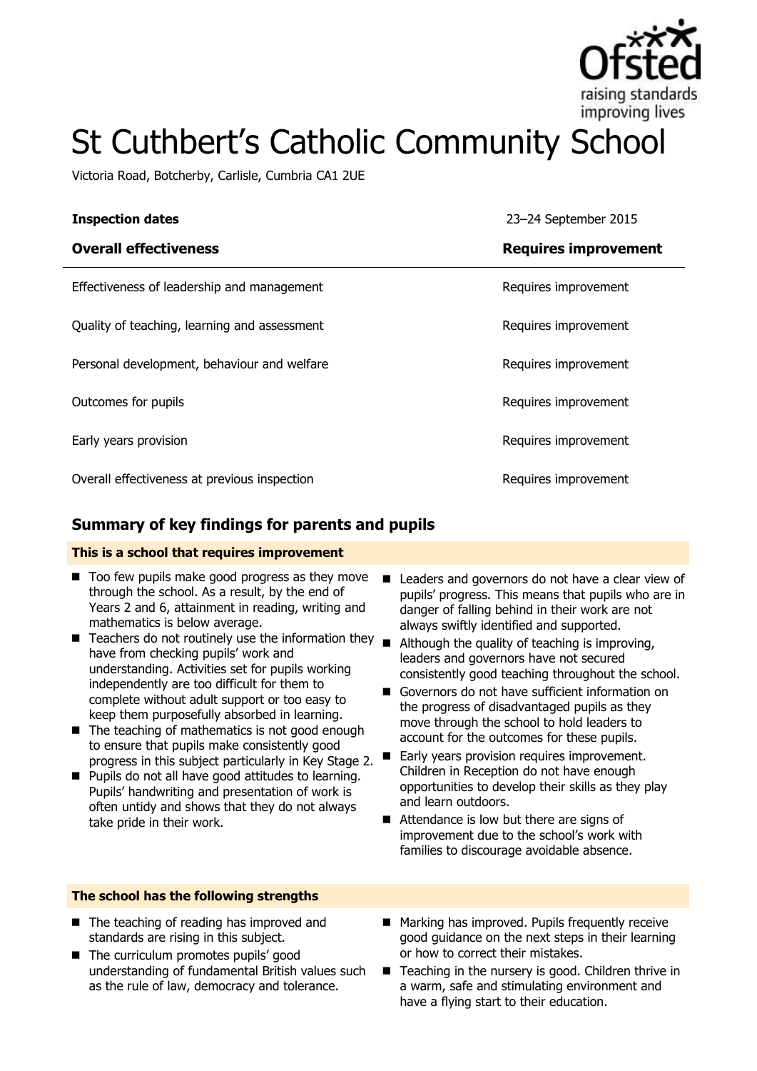# St Cuthbert's Catholic Community School

Victoria Road, Botcherby, Carlisle, Cumbria CA1 2UE

| **Inspection dates** | 23–24 September 2015 |
| --- | --- |
| **Overall effectiveness** | **Requires improvement** |
| Effectiveness of leadership and management | Requires improvement |
| Quality of teaching, learning and assessment | Requires improvement |
| Personal development, behaviour and welfare | Requires improvement |
| Outcomes for pupils | Requires improvement |
| Early years provision | Requires improvement |
| Overall effectiveness at previous inspection | Requires improvement |

## Summary of key findings for parents and pupils

**This is a school that requires improvement**

- Too few pupils make good progress as they move through the school. As a result, by the end of Years 2 and 6, attainment in reading, writing and mathematics is below average.
- Teachers do not routinely use the information they have from checking pupils' work and understanding. Activities set for pupils working independently are too difficult for them to complete without adult support or too easy to keep them purposefully absorbed in learning.
- The teaching of mathematics is not good enough to ensure that pupils make consistently good progress in this subject particularly in Key Stage 2.
- Pupils do not all have good attitudes to learning. Pupils' handwriting and presentation of work is often untidy and shows that they do not always take pride in their work.
- Leaders and governors do not have a clear view of pupils' progress. This means that pupils who are in danger of falling behind in their work are not always swiftly identified and supported.
- Although the quality of teaching is improving, leaders and governors have not secured consistently good teaching throughout the school.
- Governors do not have sufficient information on the progress of disadvantaged pupils as they move through the school to hold leaders to account for the outcomes for these pupils.
- Early years provision requires improvement. Children in Reception do not have enough opportunities to develop their skills as they play and learn outdoors.
- Attendance is low but there are signs of improvement due to the school's work with families to discourage avoidable absence.

**The school has the following strengths**

- The teaching of reading has improved and standards are rising in this subject.
- The curriculum promotes pupils' good understanding of fundamental British values such as the rule of law, democracy and tolerance.
- Marking has improved. Pupils frequently receive good guidance on the next steps in their learning or how to correct their mistakes.
- Teaching in the nursery is good. Children thrive in a warm, safe and stimulating environment and have a flying start to their education.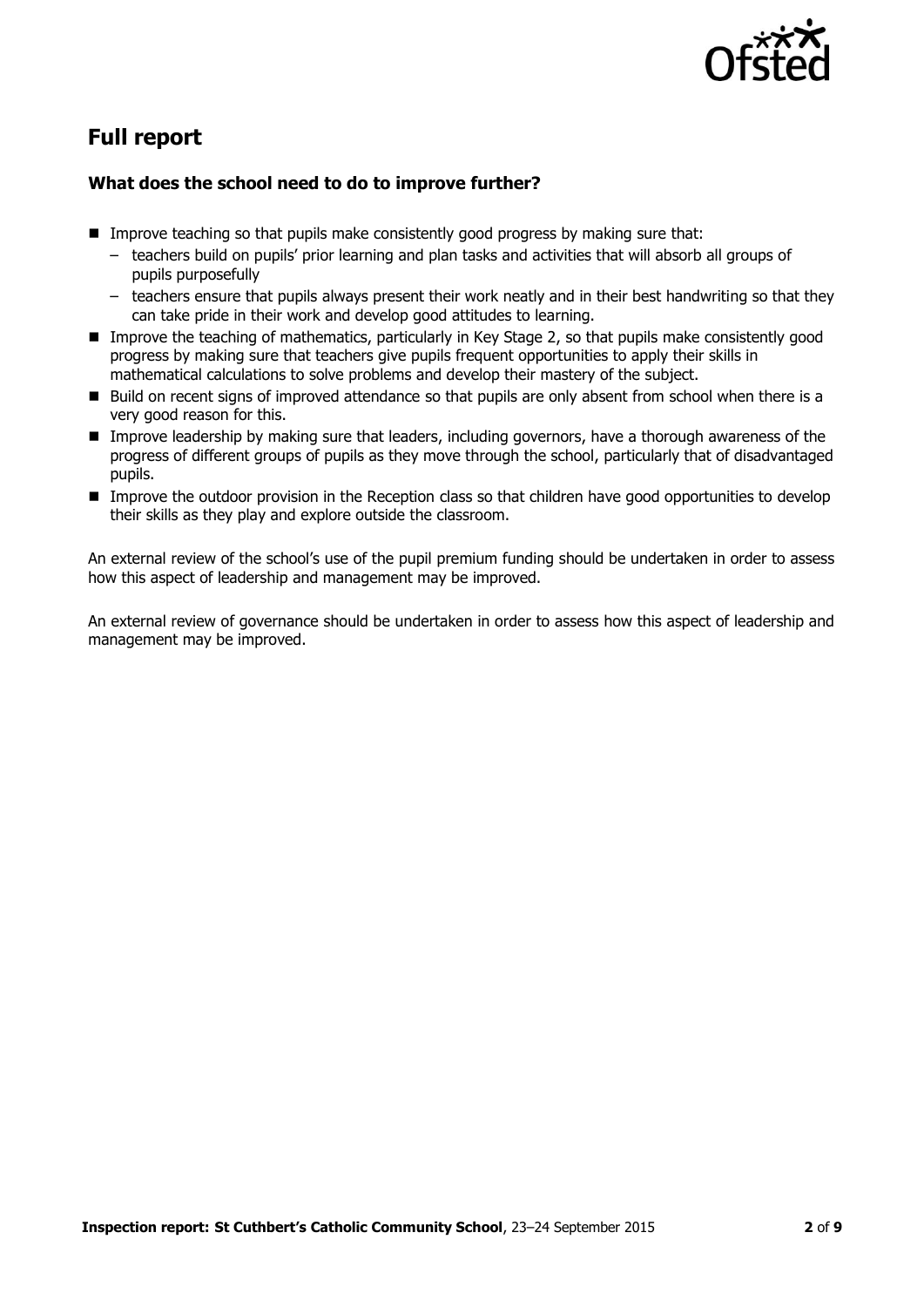## Full report

### What does the school need to do to improve further?

- Improve teaching so that pupils make consistently good progress by making sure that:
  - teachers build on pupils' prior learning and plan tasks and activities that will absorb all groups of pupils purposefully
  - teachers ensure that pupils always present their work neatly and in their best handwriting so that they can take pride in their work and develop good attitudes to learning.
- Improve the teaching of mathematics, particularly in Key Stage 2, so that pupils make consistently good progress by making sure that teachers give pupils frequent opportunities to apply their skills in mathematical calculations to solve problems and develop their mastery of the subject.
- Build on recent signs of improved attendance so that pupils are only absent from school when there is a very good reason for this.
- Improve leadership by making sure that leaders, including governors, have a thorough awareness of the progress of different groups of pupils as they move through the school, particularly that of disadvantaged pupils.
- Improve the outdoor provision in the Reception class so that children have good opportunities to develop their skills as they play and explore outside the classroom.

An external review of the school's use of the pupil premium funding should be undertaken in order to assess how this aspect of leadership and management may be improved.

An external review of governance should be undertaken in order to assess how this aspect of leadership and management may be improved.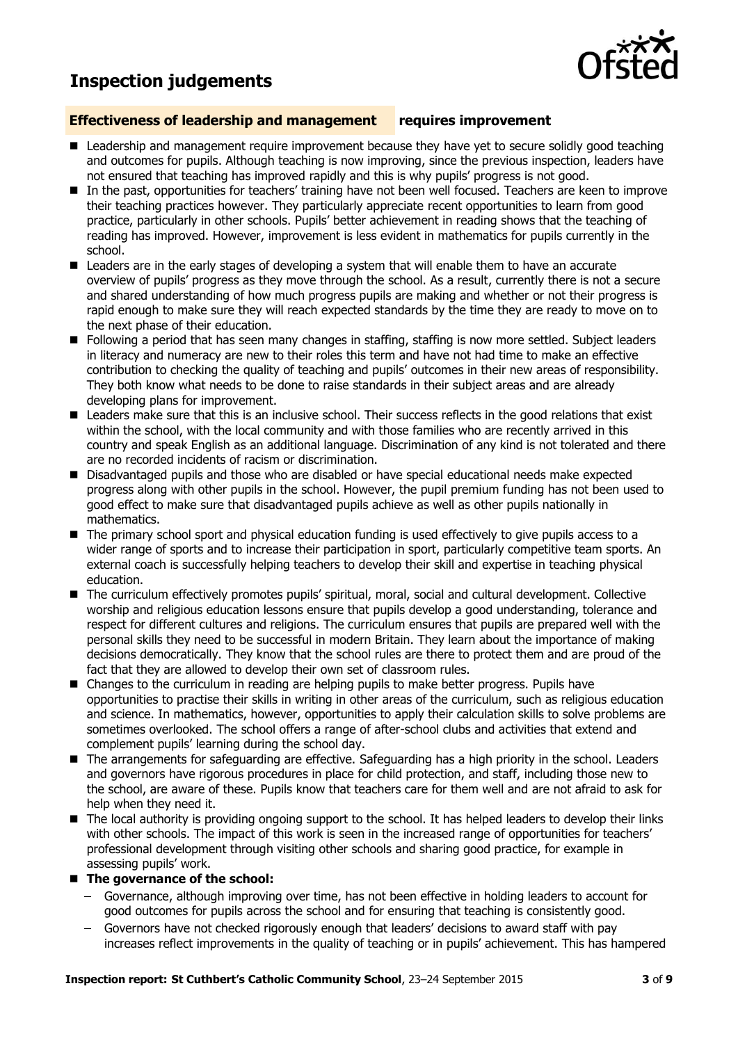# Inspection judgements

## Effectiveness of leadership and management — requires improvement

- Leadership and management require improvement because they have yet to secure solidly good teaching and outcomes for pupils. Although teaching is now improving, since the previous inspection, leaders have not ensured that teaching has improved rapidly and this is why pupils' progress is not good.
- In the past, opportunities for teachers' training have not been well focused. Teachers are keen to improve their teaching practices however. They particularly appreciate recent opportunities to learn from good practice, particularly in other schools. Pupils' better achievement in reading shows that the teaching of reading has improved. However, improvement is less evident in mathematics for pupils currently in the school.
- Leaders are in the early stages of developing a system that will enable them to have an accurate overview of pupils' progress as they move through the school. As a result, currently there is not a secure and shared understanding of how much progress pupils are making and whether or not their progress is rapid enough to make sure they will reach expected standards by the time they are ready to move on to the next phase of their education.
- Following a period that has seen many changes in staffing, staffing is now more settled. Subject leaders in literacy and numeracy are new to their roles this term and have not had time to make an effective contribution to checking the quality of teaching and pupils' outcomes in their new areas of responsibility. They both know what needs to be done to raise standards in their subject areas and are already developing plans for improvement.
- Leaders make sure that this is an inclusive school. Their success reflects in the good relations that exist within the school, with the local community and with those families who are recently arrived in this country and speak English as an additional language. Discrimination of any kind is not tolerated and there are no recorded incidents of racism or discrimination.
- Disadvantaged pupils and those who are disabled or have special educational needs make expected progress along with other pupils in the school. However, the pupil premium funding has not been used to good effect to make sure that disadvantaged pupils achieve as well as other pupils nationally in mathematics.
- The primary school sport and physical education funding is used effectively to give pupils access to a wider range of sports and to increase their participation in sport, particularly competitive team sports. An external coach is successfully helping teachers to develop their skill and expertise in teaching physical education.
- The curriculum effectively promotes pupils' spiritual, moral, social and cultural development. Collective worship and religious education lessons ensure that pupils develop a good understanding, tolerance and respect for different cultures and religions. The curriculum ensures that pupils are prepared well with the personal skills they need to be successful in modern Britain. They learn about the importance of making decisions democratically. They know that the school rules are there to protect them and are proud of the fact that they are allowed to develop their own set of classroom rules.
- Changes to the curriculum in reading are helping pupils to make better progress. Pupils have opportunities to practise their skills in writing in other areas of the curriculum, such as religious education and science. In mathematics, however, opportunities to apply their calculation skills to solve problems are sometimes overlooked. The school offers a range of after-school clubs and activities that extend and complement pupils' learning during the school day.
- The arrangements for safeguarding are effective. Safeguarding has a high priority in the school. Leaders and governors have rigorous procedures in place for child protection, and staff, including those new to the school, are aware of these. Pupils know that teachers care for them well and are not afraid to ask for help when they need it.
- The local authority is providing ongoing support to the school. It has helped leaders to develop their links with other schools. The impact of this work is seen in the increased range of opportunities for teachers' professional development through visiting other schools and sharing good practice, for example in assessing pupils' work.
- **The governance of the school:**
  - Governance, although improving over time, has not been effective in holding leaders to account for good outcomes for pupils across the school and for ensuring that teaching is consistently good.
  - Governors have not checked rigorously enough that leaders' decisions to award staff with pay increases reflect improvements in the quality of teaching or in pupils' achievement. This has hampered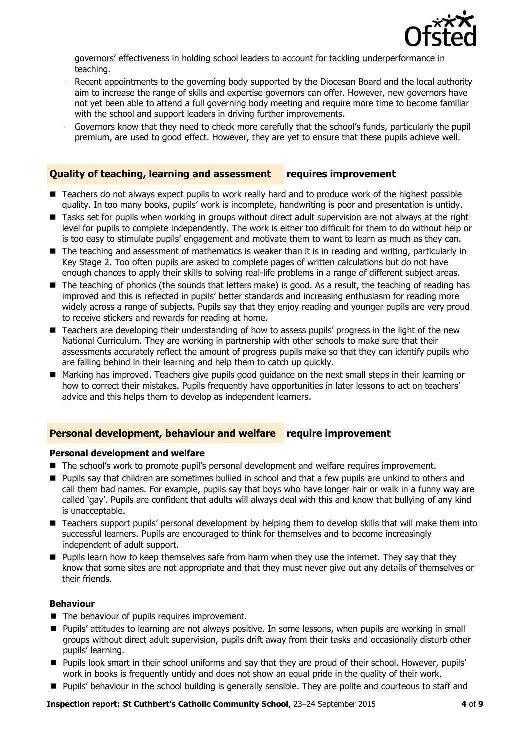governors' effectiveness in holding school leaders to account for tackling underperformance in teaching.

- Recent appointments to the governing body supported by the Diocesan Board and the local authority aim to increase the range of skills and expertise governors can offer. However, new governors have not yet been able to attend a full governing body meeting and require more time to become familiar with the school and support leaders in driving further improvements.
- Governors know that they need to check more carefully that the school's funds, particularly the pupil premium, are used to good effect. However, they are yet to ensure that these pupils achieve well.

## Quality of teaching, learning and assessment — requires improvement

- Teachers do not always expect pupils to work really hard and to produce work of the highest possible quality. In too many books, pupils' work is incomplete, handwriting is poor and presentation is untidy.
- Tasks set for pupils when working in groups without direct adult supervision are not always at the right level for pupils to complete independently. The work is either too difficult for them to do without help or is too easy to stimulate pupils' engagement and motivate them to want to learn as much as they can.
- The teaching and assessment of mathematics is weaker than it is in reading and writing, particularly in Key Stage 2. Too often pupils are asked to complete pages of written calculations but do not have enough chances to apply their skills to solving real-life problems in a range of different subject areas.
- The teaching of phonics (the sounds that letters make) is good. As a result, the teaching of reading has improved and this is reflected in pupils' better standards and increasing enthusiasm for reading more widely across a range of subjects. Pupils say that they enjoy reading and younger pupils are very proud to receive stickers and rewards for reading at home.
- Teachers are developing their understanding of how to assess pupils' progress in the light of the new National Curriculum. They are working in partnership with other schools to make sure that their assessments accurately reflect the amount of progress pupils make so that they can identify pupils who are falling behind in their learning and help them to catch up quickly.
- Marking has improved. Teachers give pupils good guidance on the next small steps in their learning or how to correct their mistakes. Pupils frequently have opportunities in later lessons to act on teachers' advice and this helps them to develop as independent learners.

## Personal development, behaviour and welfare — require improvement

### Personal development and welfare

- The school's work to promote pupil's personal development and welfare requires improvement.
- Pupils say that children are sometimes bullied in school and that a few pupils are unkind to others and call them bad names. For example, pupils say that boys who have longer hair or walk in a funny way are called 'gay'. Pupils are confident that adults will always deal with this and know that bullying of any kind is unacceptable.
- Teachers support pupils' personal development by helping them to develop skills that will make them into successful learners. Pupils are encouraged to think for themselves and to become increasingly independent of adult support.
- Pupils learn how to keep themselves safe from harm when they use the internet. They say that they know that some sites are not appropriate and that they must never give out any details of themselves or their friends.

### Behaviour

- The behaviour of pupils requires improvement.
- Pupils' attitudes to learning are not always positive. In some lessons, when pupils are working in small groups without direct adult supervision, pupils drift away from their tasks and occasionally disturb other pupils' learning.
- Pupils look smart in their school uniforms and say that they are proud of their school. However, pupils' work in books is frequently untidy and does not show an equal pride in the quality of their work.
- Pupils' behaviour in the school building is generally sensible. They are polite and courteous to staff and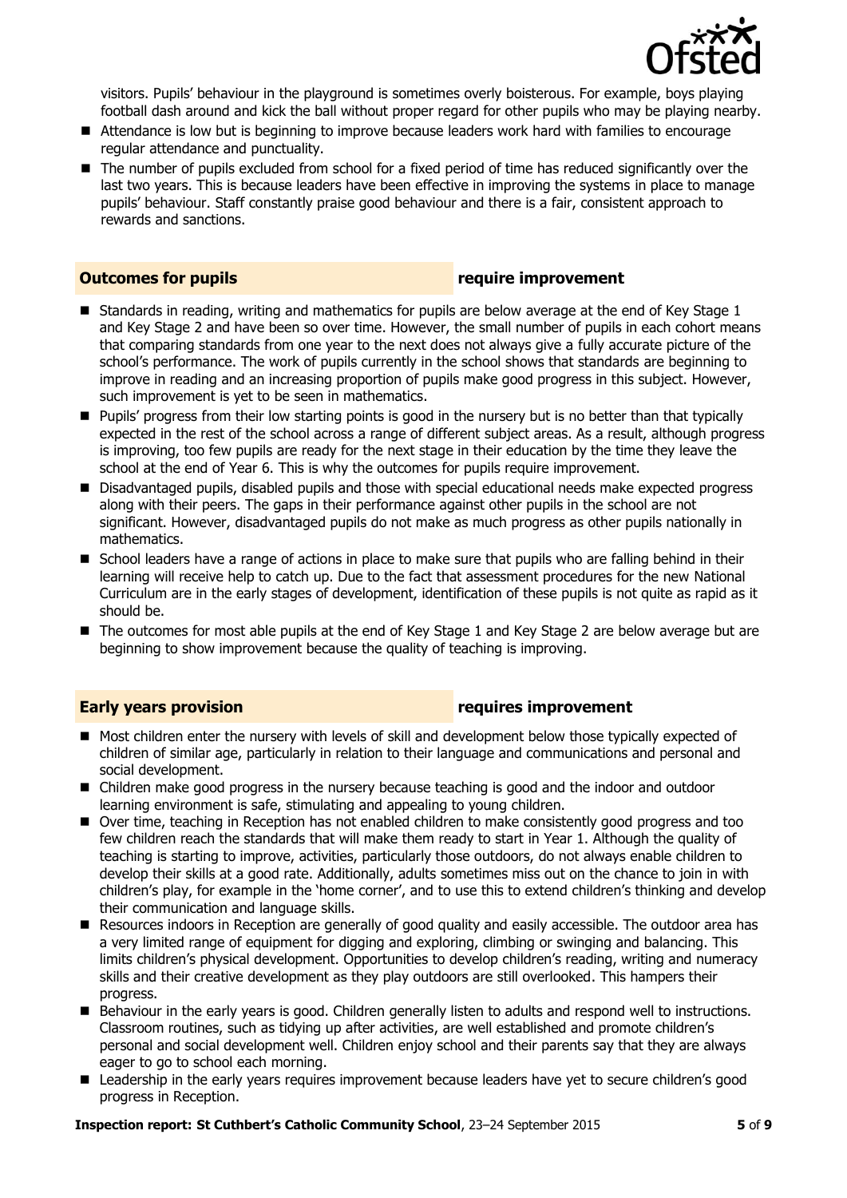visitors. Pupils' behaviour in the playground is sometimes overly boisterous. For example, boys playing football dash around and kick the ball without proper regard for other pupils who may be playing nearby.

- Attendance is low but is beginning to improve because leaders work hard with families to encourage regular attendance and punctuality.
- The number of pupils excluded from school for a fixed period of time has reduced significantly over the last two years. This is because leaders have been effective in improving the systems in place to manage pupils' behaviour. Staff constantly praise good behaviour and there is a fair, consistent approach to rewards and sanctions.

## Outcomes for pupils — require improvement

- Standards in reading, writing and mathematics for pupils are below average at the end of Key Stage 1 and Key Stage 2 and have been so over time. However, the small number of pupils in each cohort means that comparing standards from one year to the next does not always give a fully accurate picture of the school's performance. The work of pupils currently in the school shows that standards are beginning to improve in reading and an increasing proportion of pupils make good progress in this subject. However, such improvement is yet to be seen in mathematics.
- Pupils' progress from their low starting points is good in the nursery but is no better than that typically expected in the rest of the school across a range of different subject areas. As a result, although progress is improving, too few pupils are ready for the next stage in their education by the time they leave the school at the end of Year 6. This is why the outcomes for pupils require improvement.
- Disadvantaged pupils, disabled pupils and those with special educational needs make expected progress along with their peers. The gaps in their performance against other pupils in the school are not significant. However, disadvantaged pupils do not make as much progress as other pupils nationally in mathematics.
- School leaders have a range of actions in place to make sure that pupils who are falling behind in their learning will receive help to catch up. Due to the fact that assessment procedures for the new National Curriculum are in the early stages of development, identification of these pupils is not quite as rapid as it should be.
- The outcomes for most able pupils at the end of Key Stage 1 and Key Stage 2 are below average but are beginning to show improvement because the quality of teaching is improving.

## Early years provision — requires improvement

- Most children enter the nursery with levels of skill and development below those typically expected of children of similar age, particularly in relation to their language and communications and personal and social development.
- Children make good progress in the nursery because teaching is good and the indoor and outdoor learning environment is safe, stimulating and appealing to young children.
- Over time, teaching in Reception has not enabled children to make consistently good progress and too few children reach the standards that will make them ready to start in Year 1. Although the quality of teaching is starting to improve, activities, particularly those outdoors, do not always enable children to develop their skills at a good rate. Additionally, adults sometimes miss out on the chance to join in with children's play, for example in the 'home corner', and to use this to extend children's thinking and develop their communication and language skills.
- Resources indoors in Reception are generally of good quality and easily accessible. The outdoor area has a very limited range of equipment for digging and exploring, climbing or swinging and balancing. This limits children's physical development. Opportunities to develop children's reading, writing and numeracy skills and their creative development as they play outdoors are still overlooked. This hampers their progress.
- Behaviour in the early years is good. Children generally listen to adults and respond well to instructions. Classroom routines, such as tidying up after activities, are well established and promote children's personal and social development well. Children enjoy school and their parents say that they are always eager to go to school each morning.
- Leadership in the early years requires improvement because leaders have yet to secure children's good progress in Reception.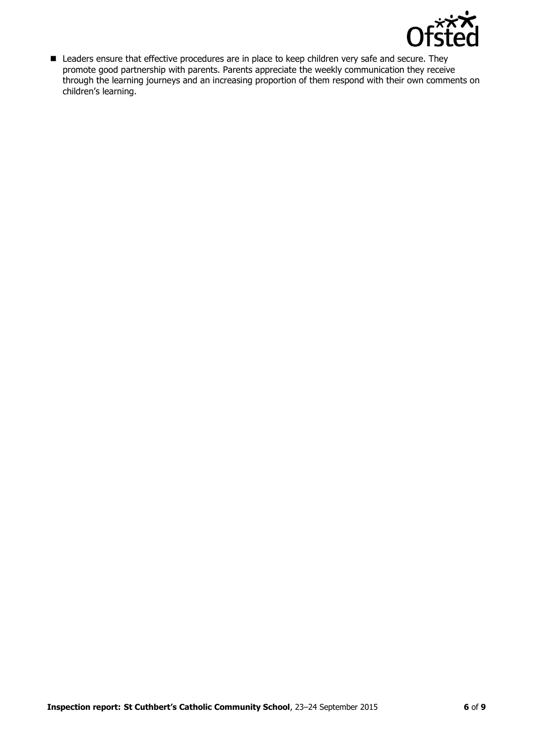- Leaders ensure that effective procedures are in place to keep children very safe and secure. They promote good partnership with parents. Parents appreciate the weekly communication they receive through the learning journeys and an increasing proportion of them respond with their own comments on children's learning.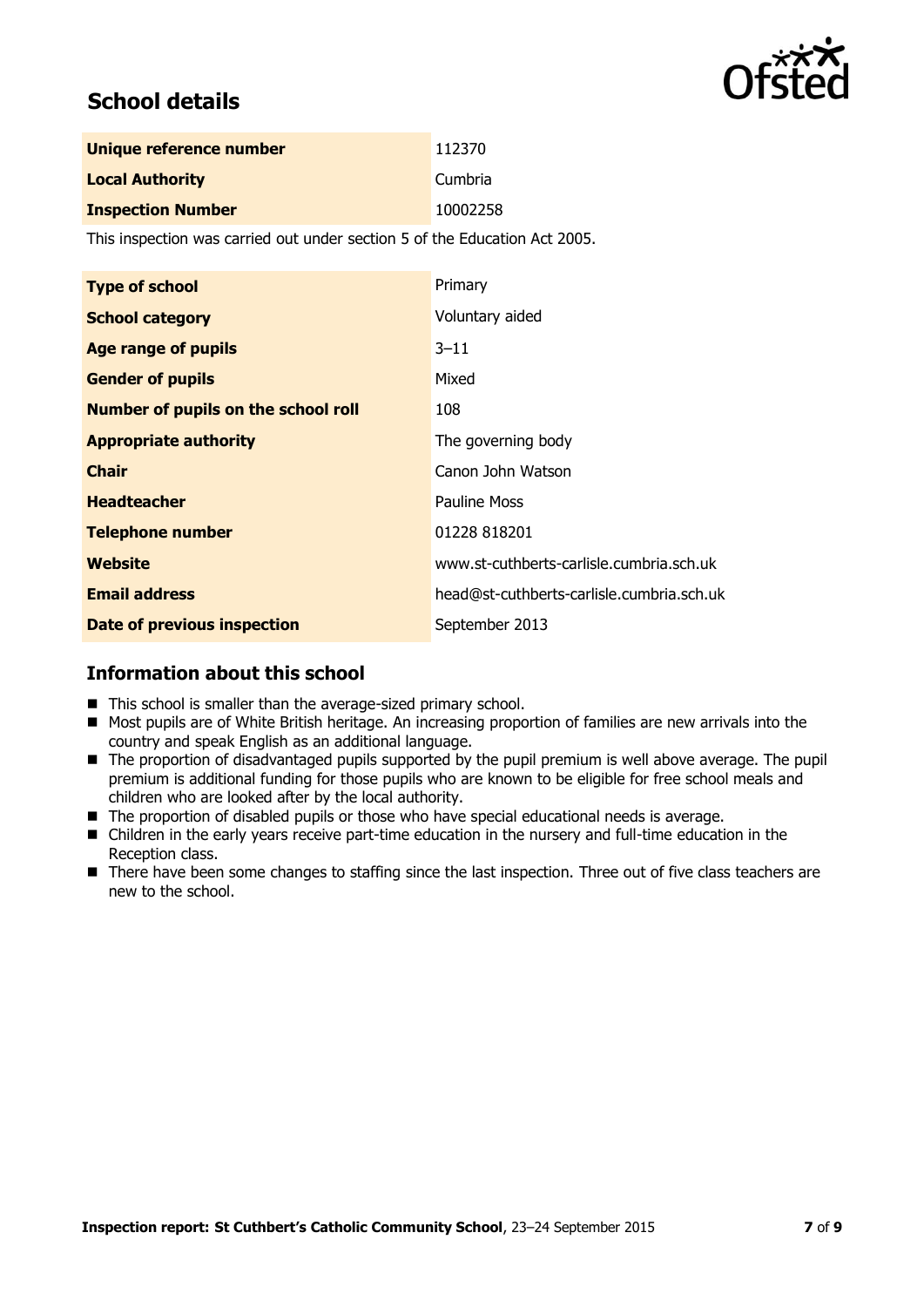## School details

| | |
|---|---|
| **Unique reference number** | 112370 |
| **Local Authority** | Cumbria |
| **Inspection Number** | 10002258 |

This inspection was carried out under section 5 of the Education Act 2005.

| | |
|---|---|
| **Type of school** | Primary |
| **School category** | Voluntary aided |
| **Age range of pupils** | 3–11 |
| **Gender of pupils** | Mixed |
| **Number of pupils on the school roll** | 108 |
| **Appropriate authority** | The governing body |
| **Chair** | Canon John Watson |
| **Headteacher** | Pauline Moss |
| **Telephone number** | 01228 818201 |
| **Website** | www.st-cuthberts-carlisle.cumbria.sch.uk |
| **Email address** | head@st-cuthberts-carlisle.cumbria.sch.uk |
| **Date of previous inspection** | September 2013 |

## Information about this school

- This school is smaller than the average-sized primary school.
- Most pupils are of White British heritage. An increasing proportion of families are new arrivals into the country and speak English as an additional language.
- The proportion of disadvantaged pupils supported by the pupil premium is well above average. The pupil premium is additional funding for those pupils who are known to be eligible for free school meals and children who are looked after by the local authority.
- The proportion of disabled pupils or those who have special educational needs is average.
- Children in the early years receive part-time education in the nursery and full-time education in the Reception class.
- There have been some changes to staffing since the last inspection. Three out of five class teachers are new to the school.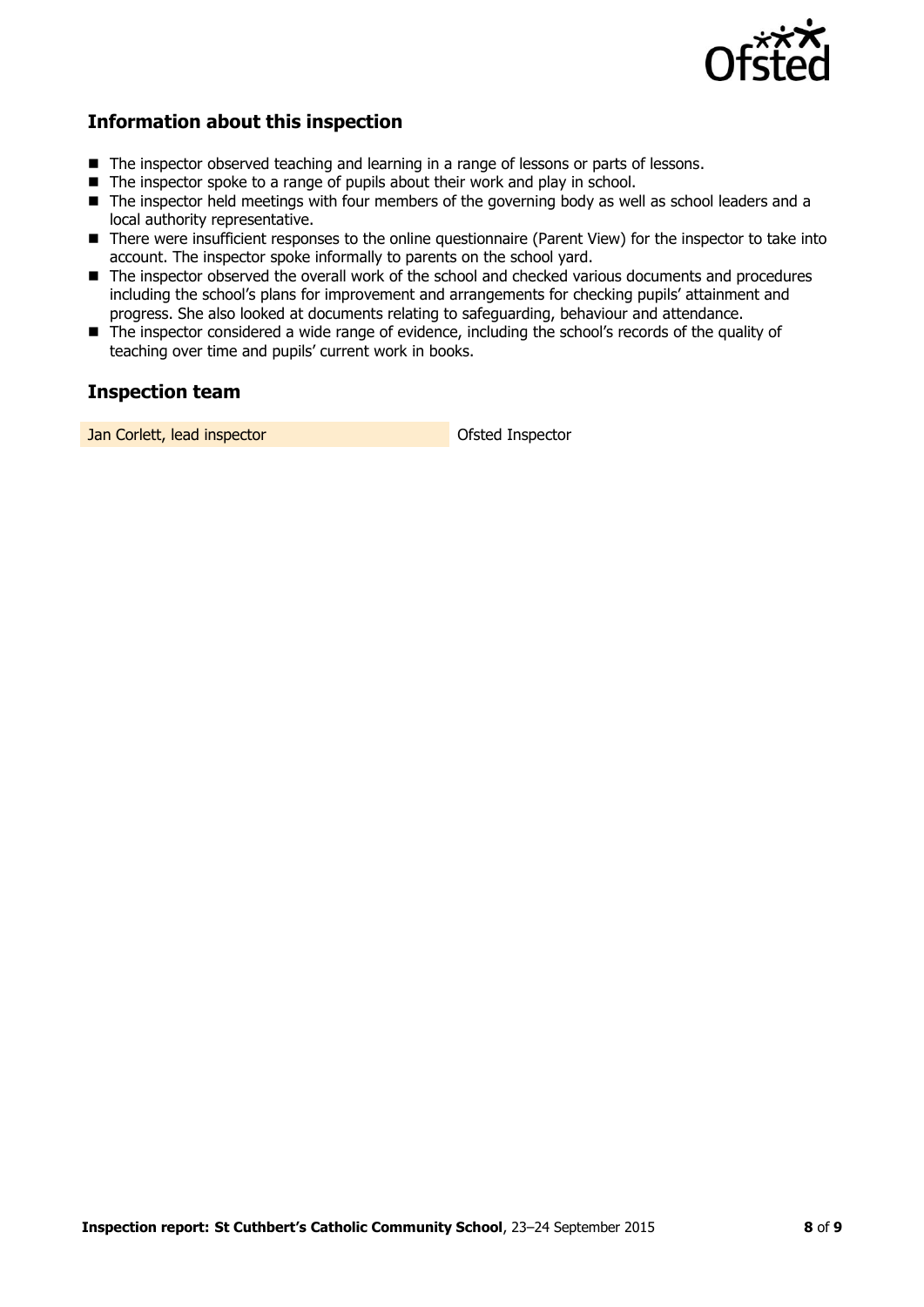## Information about this inspection

- The inspector observed teaching and learning in a range of lessons or parts of lessons.
- The inspector spoke to a range of pupils about their work and play in school.
- The inspector held meetings with four members of the governing body as well as school leaders and a local authority representative.
- There were insufficient responses to the online questionnaire (Parent View) for the inspector to take into account. The inspector spoke informally to parents on the school yard.
- The inspector observed the overall work of the school and checked various documents and procedures including the school's plans for improvement and arrangements for checking pupils' attainment and progress. She also looked at documents relating to safeguarding, behaviour and attendance.
- The inspector considered a wide range of evidence, including the school's records of the quality of teaching over time and pupils' current work in books.

## Inspection team

| | |
|---|---|
| Jan Corlett, lead inspector | Ofsted Inspector |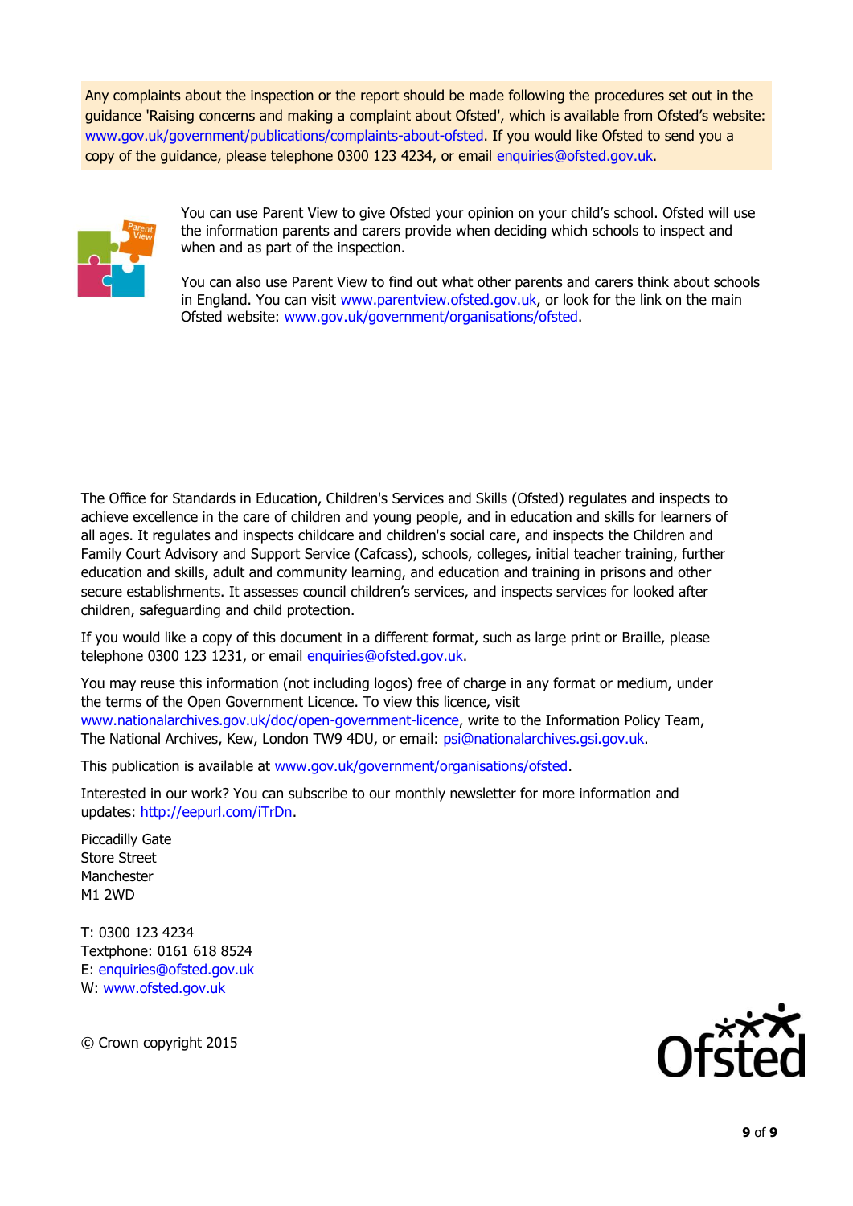Any complaints about the inspection or the report should be made following the procedures set out in the guidance 'Raising concerns and making a complaint about Ofsted', which is available from Ofsted's website: www.gov.uk/government/publications/complaints-about-ofsted. If you would like Ofsted to send you a copy of the guidance, please telephone 0300 123 4234, or email enquiries@ofsted.gov.uk.

You can use Parent View to give Ofsted your opinion on your child's school. Ofsted will use the information parents and carers provide when deciding which schools to inspect and when and as part of the inspection.

You can also use Parent View to find out what other parents and carers think about schools in England. You can visit www.parentview.ofsted.gov.uk, or look for the link on the main Ofsted website: www.gov.uk/government/organisations/ofsted.

The Office for Standards in Education, Children's Services and Skills (Ofsted) regulates and inspects to achieve excellence in the care of children and young people, and in education and skills for learners of all ages. It regulates and inspects childcare and children's social care, and inspects the Children and Family Court Advisory and Support Service (Cafcass), schools, colleges, initial teacher training, further education and skills, adult and community learning, and education and training in prisons and other secure establishments. It assesses council children's services, and inspects services for looked after children, safeguarding and child protection.

If you would like a copy of this document in a different format, such as large print or Braille, please telephone 0300 123 1231, or email enquiries@ofsted.gov.uk.

You may reuse this information (not including logos) free of charge in any format or medium, under the terms of the Open Government Licence. To view this licence, visit www.nationalarchives.gov.uk/doc/open-government-licence, write to the Information Policy Team, The National Archives, Kew, London TW9 4DU, or email: psi@nationalarchives.gsi.gov.uk.

This publication is available at www.gov.uk/government/organisations/ofsted.

Interested in our work? You can subscribe to our monthly newsletter for more information and updates: http://eepurl.com/iTrDn.

Piccadilly Gate
Store Street
Manchester
M1 2WD

T: 0300 123 4234
Textphone: 0161 618 8524
E: enquiries@ofsted.gov.uk
W: www.ofsted.gov.uk

© Crown copyright 2015